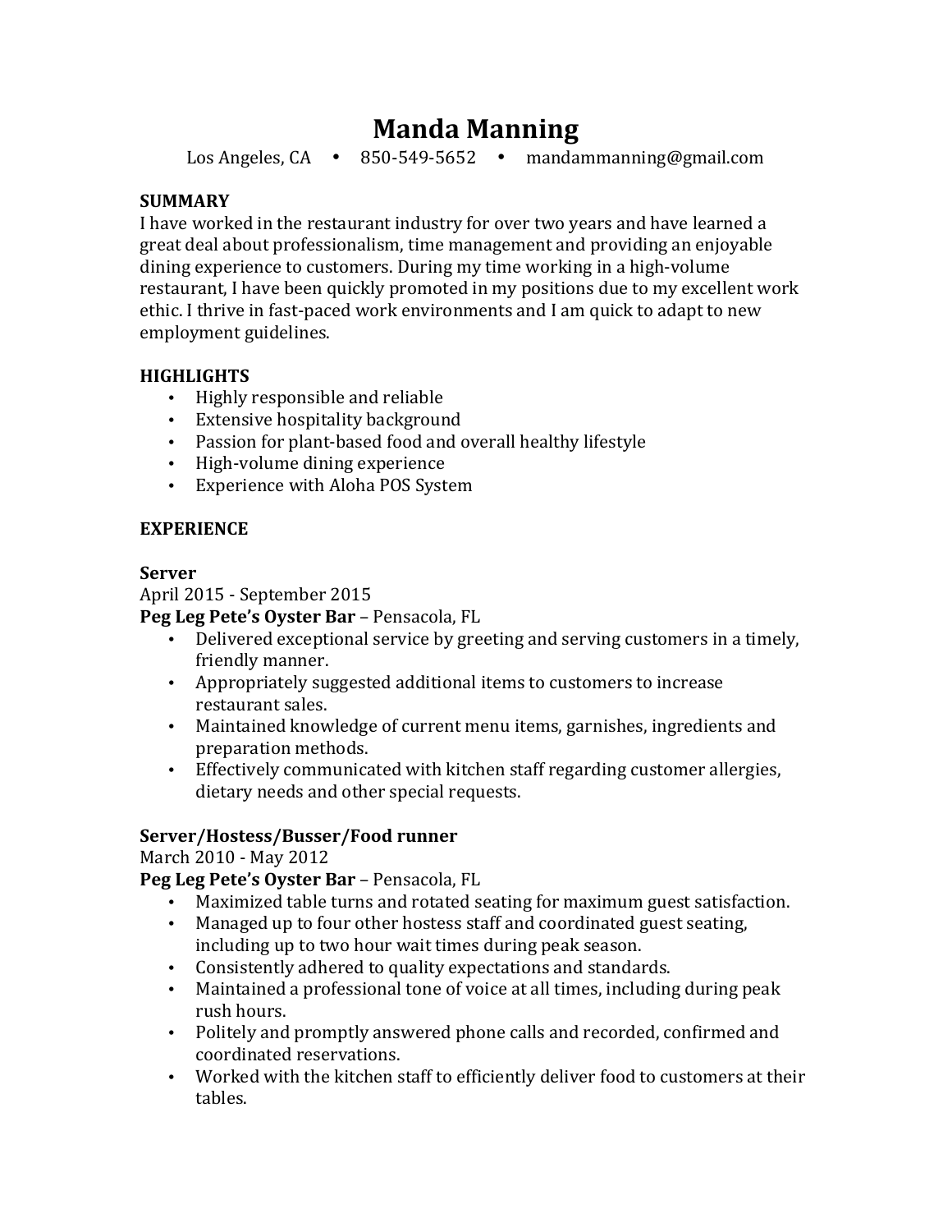# Manda Manning

Los Angeles, CA • 850-549-5652 • mandammanning@gmail.com

## SUMMARY

I have worked in the restaurant industry for over two years and have learned a great deal about professionalism, time management and providing an enjoyable dining experience to customers. During my time working in a high-volume restaurant, I have been quickly promoted in my positions due to my excellent work ethic. I thrive in fast-paced work environments and I am quick to adapt to new employment guidelines.

## HIGHLIGHTS

- Highly responsible and reliable
- Extensive hospitality background
- Passion for plant-based food and overall healthy lifestyle
- High-volume dining experience
- Experience with Aloha POS System

## EXPERIENCE

### Server

April 2015 - September 2015

**Peg Leg Pete's Oyster Bar** – Pensacola, FL

- Delivered exceptional service by greeting and serving customers in a timely, friendly manner.
- Appropriately suggested additional items to customers to increase restaurant sales.
- Maintained knowledge of current menu items, garnishes, ingredients and preparation methods.
- Effectively communicated with kitchen staff regarding customer allergies, dietary needs and other special requests.

### Server/Hostess/Busser/Food runner

March 2010 - May 2012

**Peg Leg Pete's Oyster Bar** – Pensacola, FL

- Maximized table turns and rotated seating for maximum guest satisfaction.
- Managed up to four other hostess staff and coordinated guest seating, including up to two hour wait times during peak season.
- Consistently adhered to quality expectations and standards.
- Maintained a professional tone of voice at all times, including during peak rush hours.
- Politely and promptly answered phone calls and recorded, confirmed and coordinated reservations.
- Worked with the kitchen staff to efficiently deliver food to customers at their tables.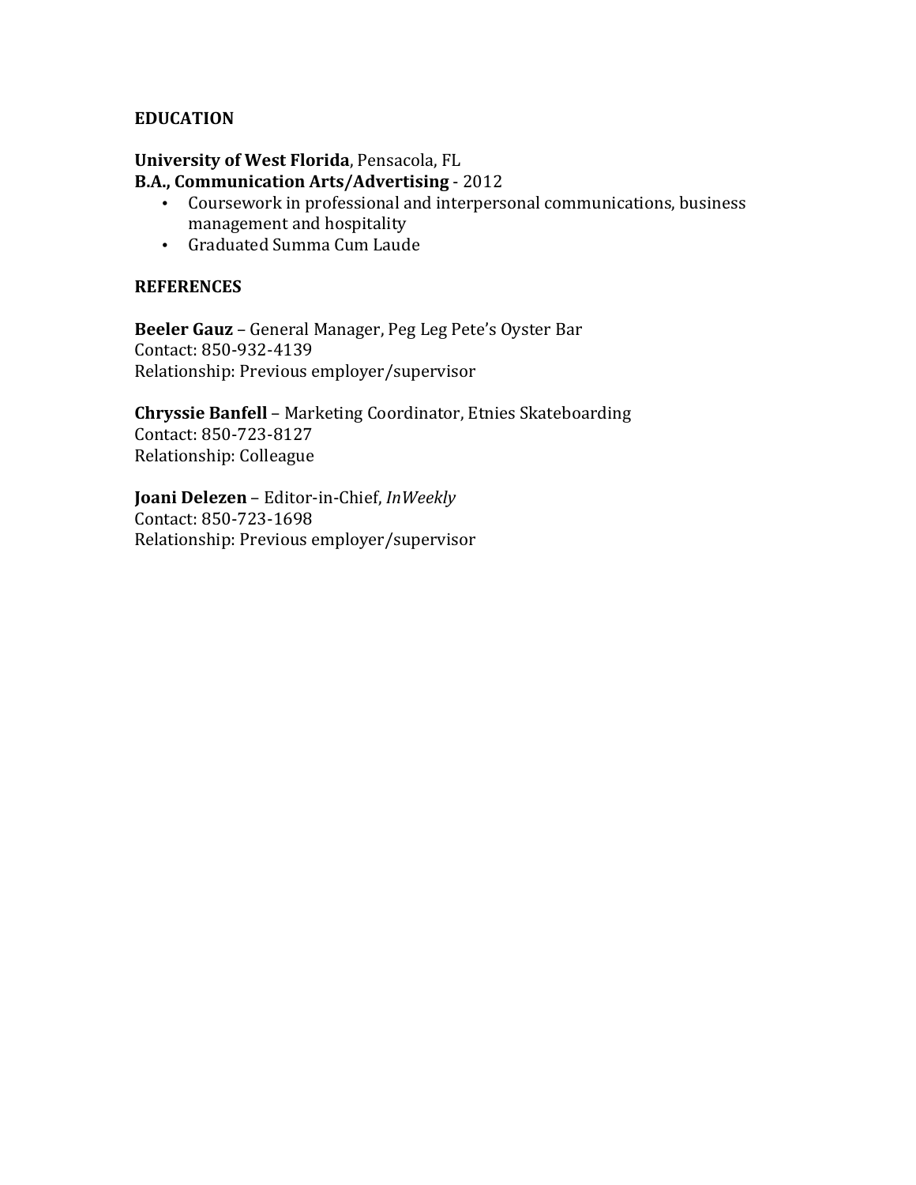## EDUCATION

**University of West Florida**, Pensacola, FL
**B.A., Communication Arts/Advertising** - 2012

- Coursework in professional and interpersonal communications, business management and hospitality
- Graduated Summa Cum Laude

## REFERENCES

**Beeler Gauz** – General Manager, Peg Leg Pete's Oyster Bar
Contact: 850-932-4139
Relationship: Previous employer/supervisor

**Chryssie Banfell** – Marketing Coordinator, Etnies Skateboarding
Contact: 850-723-8127
Relationship: Colleague

**Joani Delezen** – Editor-in-Chief, *InWeekly*
Contact: 850-723-1698
Relationship: Previous employer/supervisor